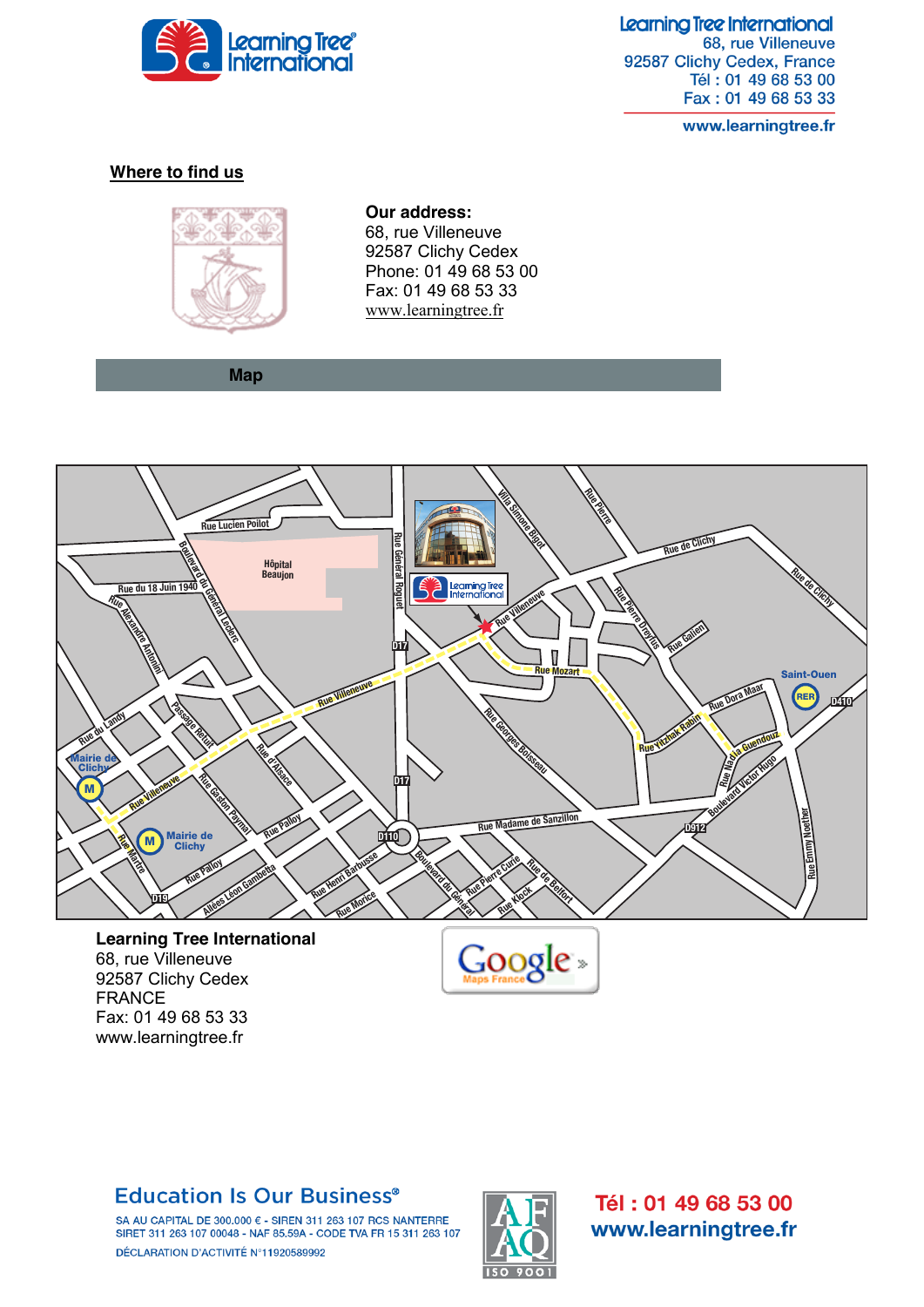Learning Tree International
68, rue Villeneuve
92587 Clichy Cedex, France
Tél : 01 49 68 53 00
Fax : 01 49 68 53 33
www.learningtree.fr

## Where to find us

**Our address:**
68, rue Villeneuve
92587 Clichy Cedex
Phone: 01 49 68 53 00
Fax: 01 49 68 53 33
www.learningtree.fr

## Map

**Learning Tree International**
68, rue Villeneuve
92587 Clichy Cedex
FRANCE
Fax: 01 49 68 53 33
www.learningtree.fr

Education Is Our Business®

SA AU CAPITAL DE 300.000 € - SIREN 311 263 107 RCS NANTERRE
SIRET 311 263 107 00048 - NAF 85.59A - CODE TVA FR 15 311 263 107
DÉCLARATION D'ACTIVITÉ N°11920589992

Tél : 01 49 68 53 00
www.learningtree.fr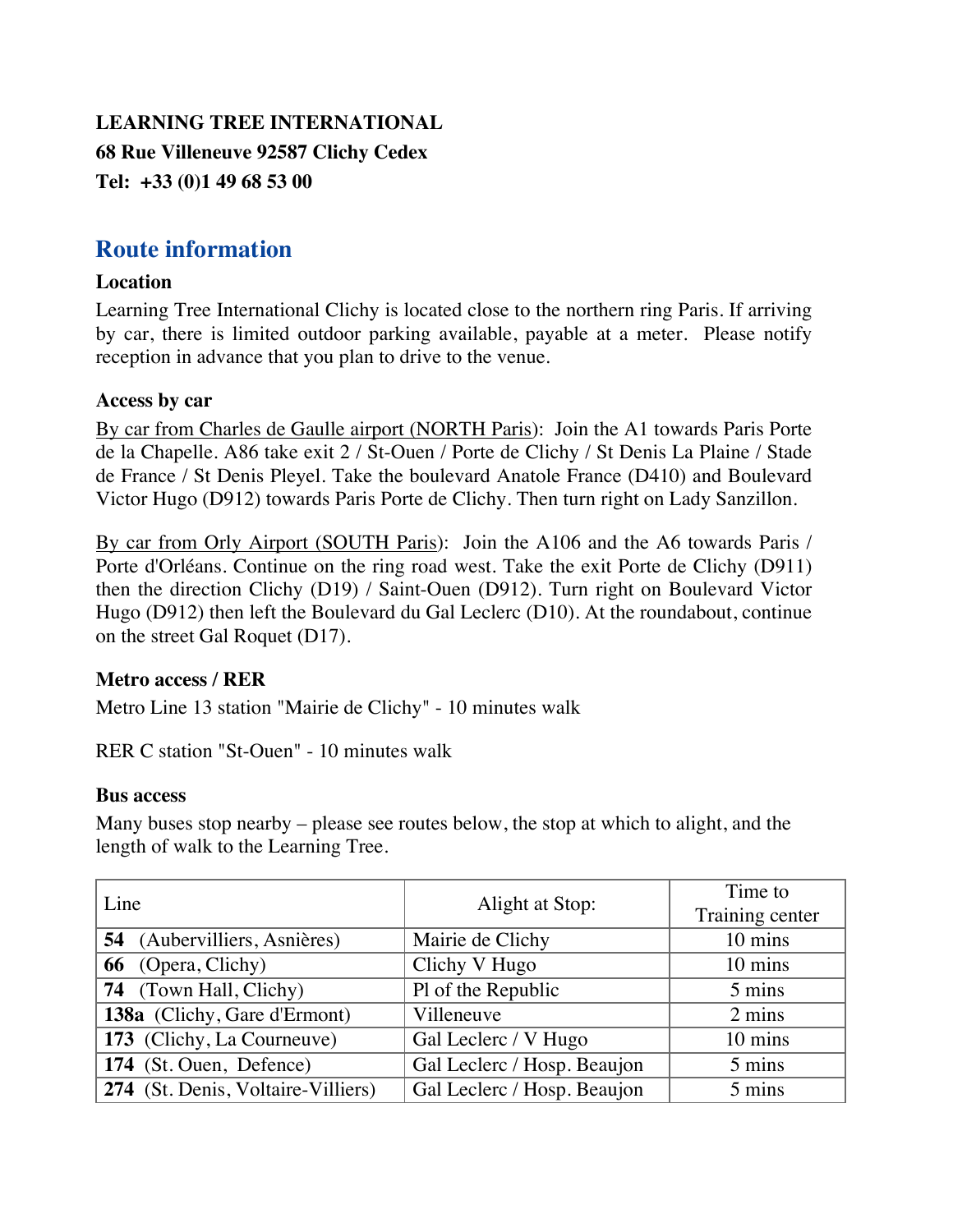**LEARNING TREE INTERNATIONAL**
**68 Rue Villeneuve 92587 Clichy Cedex**
**Tel: +33 (0)1 49 68 53 00**

## Route information

### Location

Learning Tree International Clichy is located close to the northern ring Paris. If arriving by car, there is limited outdoor parking available, payable at a meter. Please notify reception in advance that you plan to drive to the venue.

### Access by car

By car from Charles de Gaulle airport (NORTH Paris): Join the A1 towards Paris Porte de la Chapelle. A86 take exit 2 / St-Ouen / Porte de Clichy / St Denis La Plaine / Stade de France / St Denis Pleyel. Take the boulevard Anatole France (D410) and Boulevard Victor Hugo (D912) towards Paris Porte de Clichy. Then turn right on Lady Sanzillon.

By car from Orly Airport (SOUTH Paris): Join the A106 and the A6 towards Paris / Porte d'Orléans. Continue on the ring road west. Take the exit Porte de Clichy (D911) then the direction Clichy (D19) / Saint-Ouen (D912). Turn right on Boulevard Victor Hugo (D912) then left the Boulevard du Gal Leclerc (D10). At the roundabout, continue on the street Gal Roquet (D17).

### Metro access / RER

Metro Line 13 station "Mairie de Clichy" - 10 minutes walk

RER C station "St-Ouen" - 10 minutes walk

### Bus access

Many buses stop nearby – please see routes below, the stop at which to alight, and the length of walk to the Learning Tree.

| Line | Alight at Stop: | Time to Training center |
|---|---|---|
| **54** (Aubervilliers, Asnières) | Mairie de Clichy | 10 mins |
| **66** (Opera, Clichy) | Clichy V Hugo | 10 mins |
| **74** (Town Hall, Clichy) | Pl of the Republic | 5 mins |
| **138a** (Clichy, Gare d'Ermont) | Villeneuve | 2 mins |
| **173** (Clichy, La Courneuve) | Gal Leclerc / V Hugo | 10 mins |
| **174** (St. Ouen, Defence) | Gal Leclerc / Hosp. Beaujon | 5 mins |
| **274** (St. Denis, Voltaire-Villiers) | Gal Leclerc / Hosp. Beaujon | 5 mins |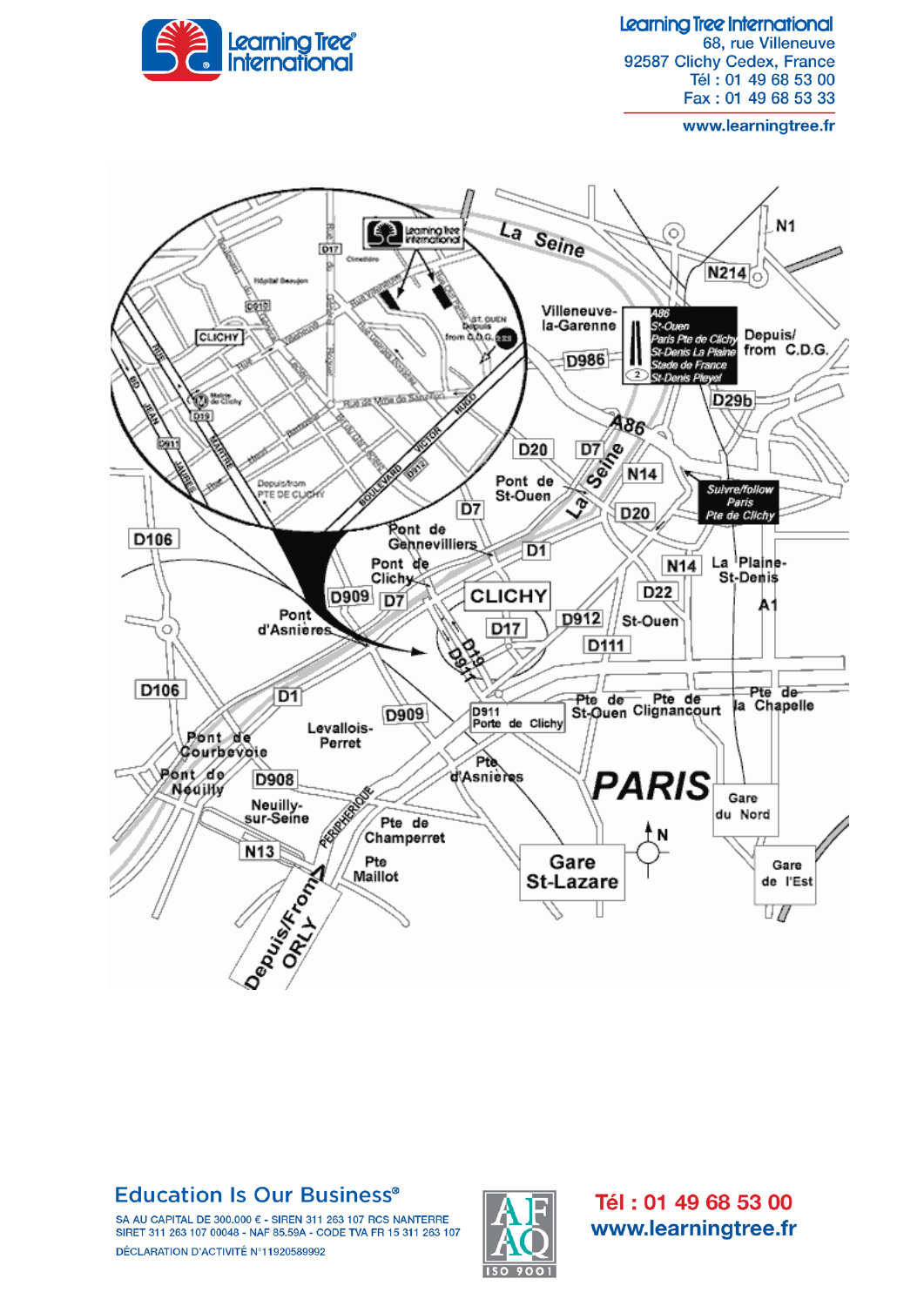**Learning Tree International**
68, rue Villeneuve
92587 Clichy Cedex, France
Tél : 01 49 68 53 00
Fax : 01 49 68 53 33

www.learningtree.fr

La Seine
N1
N214
Villeneuve-la-Garenne
A86
St-Ouen
Paris Pte de Clichy
St-Denis La Plaine
Stade de France
St-Denis Pleyel
Depuis/ from C.D.G.
D986
D29b
A86
D20
D7
La Seine
N14
Pont de St-Ouen
Suivre/follow Paris Pte de Clichy
D20
D7
D106
Pont de Gennevilliers
D1
N14
La Plaine-St-Denis
Pont de Clichy
CLICHY
D909
D7
D22
A1
Pont d'Asnieres
D17
D912
St-Ouen
D19
D911
D111
D106
D1
Pte de St-Ouen
Pte de Clignancourt
Pte de la Chapelle
D909
D911 Porte de Clichy
Levallois-Perret
Pont de Courbevoie
Pte d'Asnieres
Pont de Neuilly
D908
PARIS
Gare du Nord
Neuilly-sur-Seine
PERIPHERIQUE
Pte de Champerret
N
N13
Gare St-Lazare
Gare de l'Est
Pte Maillot
Depuis/From ORLY

Learning Tree International
D17
Cimetière
Hôpital Beaujon
D910
CLICHY
Mairie de Clichy
D19
D911
Rue Villeneuve
ST. OUEN Depuis from C.D.G.
Rue de Mme de Sanzillon
Depuis/from PTE DE CLICHY
BOULEVARD VICTOR HUGO
D912
BD JEAN JAURES

**Education Is Our Business®**

SA AU CAPITAL DE 300.000 € - SIREN 311 263 107 RCS NANTERRE
SIRET 311 263 107 00048 - NAF 85.59A - CODE TVA FR 15 311 263 107
DÉCLARATION D'ACTIVITÉ N°11920589992

AFAQ ISO 9001

Tél : 01 49 68 53 00
www.learningtree.fr